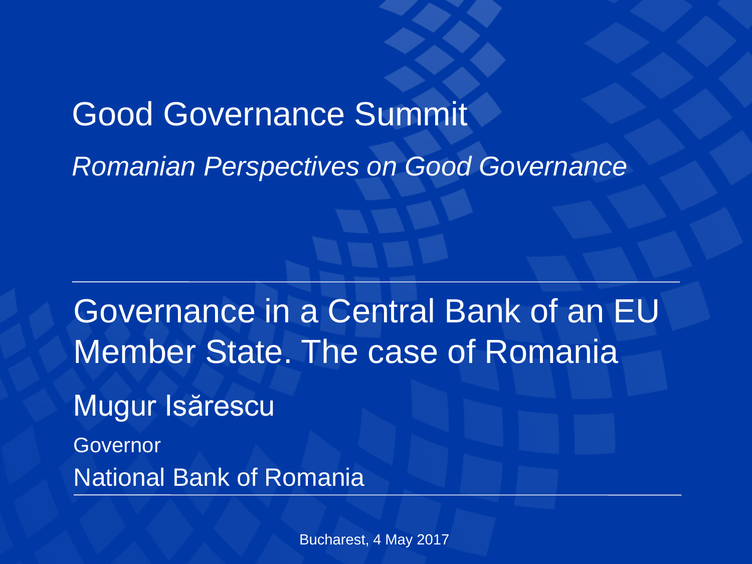# Good Governance Summit

*Romanian Perspectives on Good Governance*

---

## Governance in a Central Bank of an EU Member State. The case of Romania

Mugur Isărescu

Governor

National Bank of Romania

---

Bucharest, 4 May 2017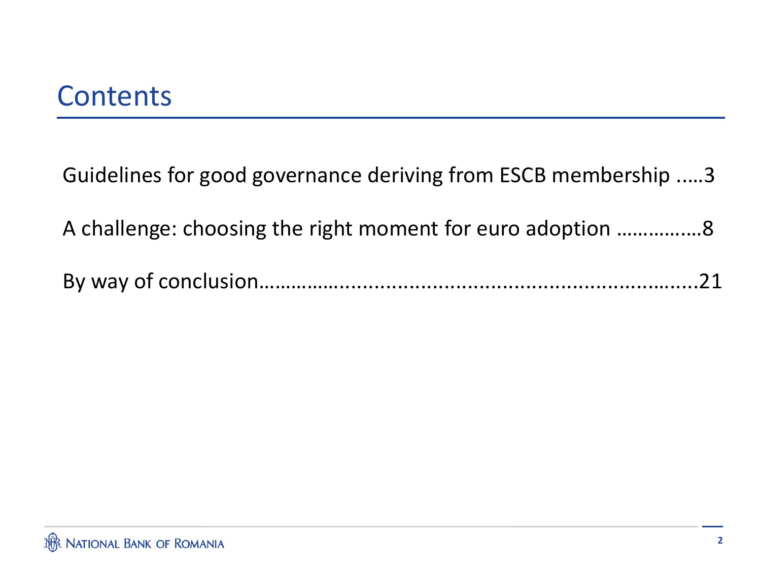# Contents

Guidelines for good governance deriving from ESCB membership .....3

A challenge: choosing the right moment for euro adoption ……….……8

By way of conclusion………………………………………………………………......21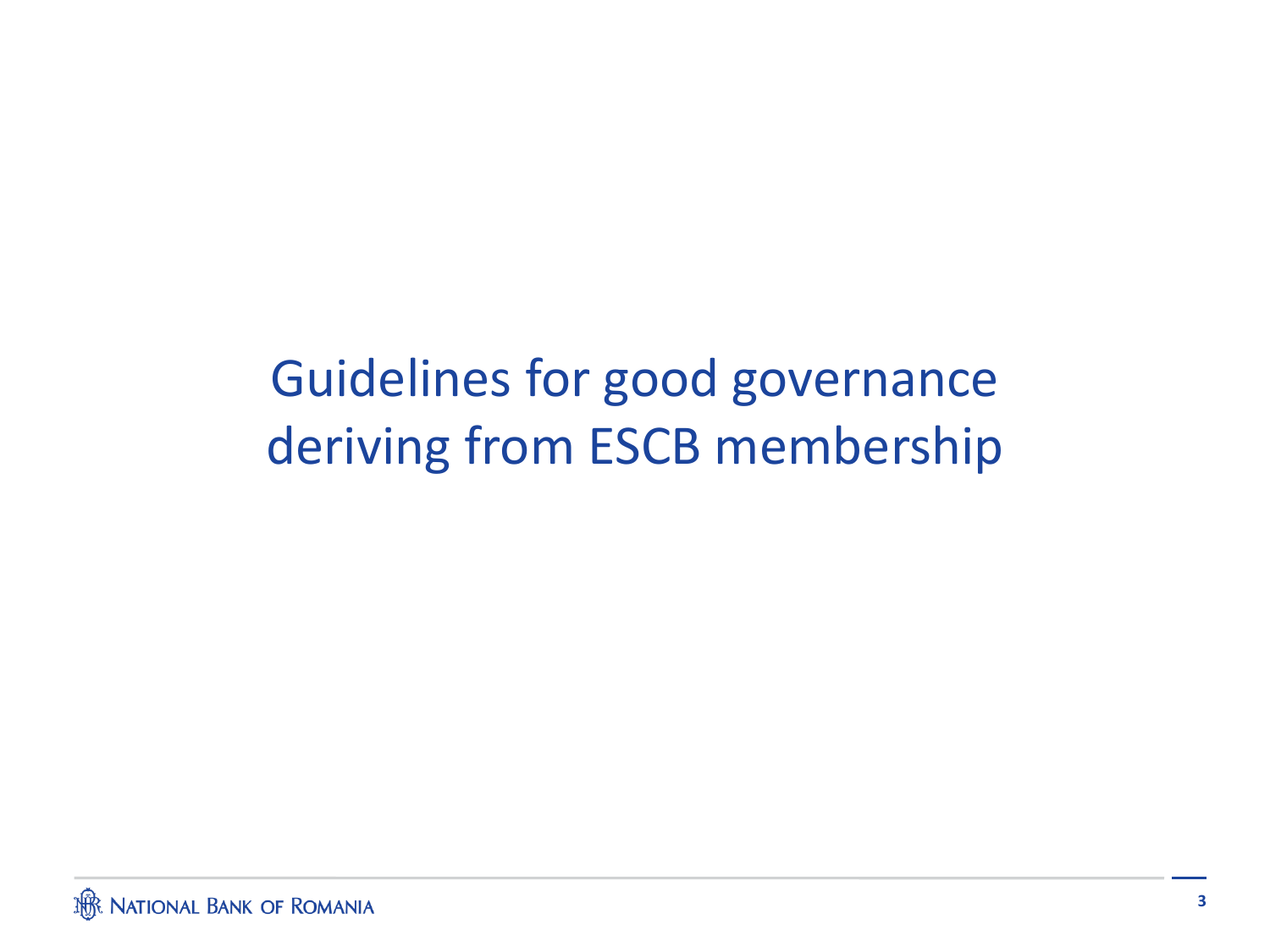# Guidelines for good governance deriving from ESCB membership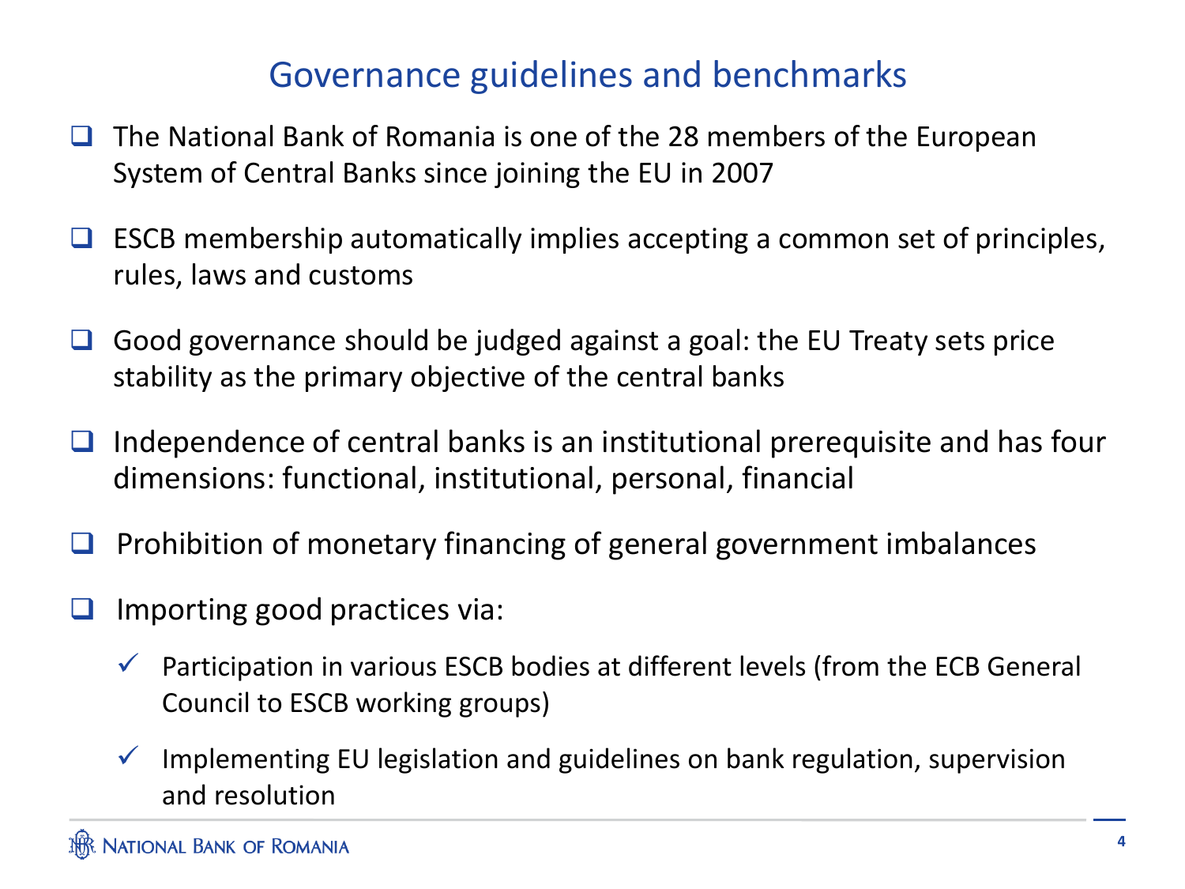# Governance guidelines and benchmarks

- The National Bank of Romania is one of the 28 members of the European System of Central Banks since joining the EU in 2007
- ESCB membership automatically implies accepting a common set of principles, rules, laws and customs
- Good governance should be judged against a goal: the EU Treaty sets price stability as the primary objective of the central banks
- Independence of central banks is an institutional prerequisite and has four dimensions: functional, institutional, personal, financial
- Prohibition of monetary financing of general government imbalances
- Importing good practices via:
  - ✓ Participation in various ESCB bodies at different levels (from the ECB General Council to ESCB working groups)
  - ✓ Implementing EU legislation and guidelines on bank regulation, supervision and resolution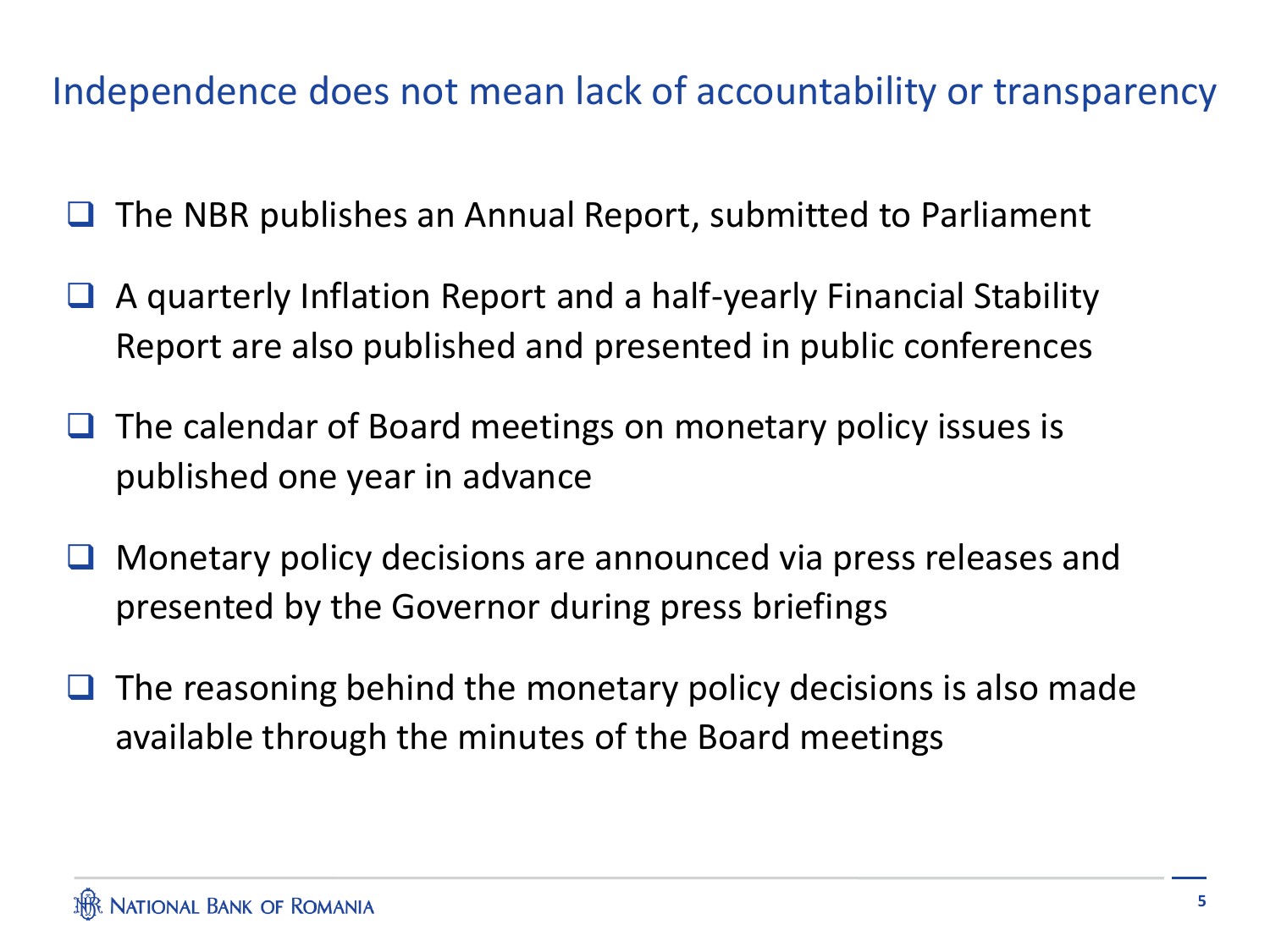# Independence does not mean lack of accountability or transparency

- The NBR publishes an Annual Report, submitted to Parliament
- A quarterly Inflation Report and a half-yearly Financial Stability Report are also published and presented in public conferences
- The calendar of Board meetings on monetary policy issues is published one year in advance
- Monetary policy decisions are announced via press releases and presented by the Governor during press briefings
- The reasoning behind the monetary policy decisions is also made available through the minutes of the Board meetings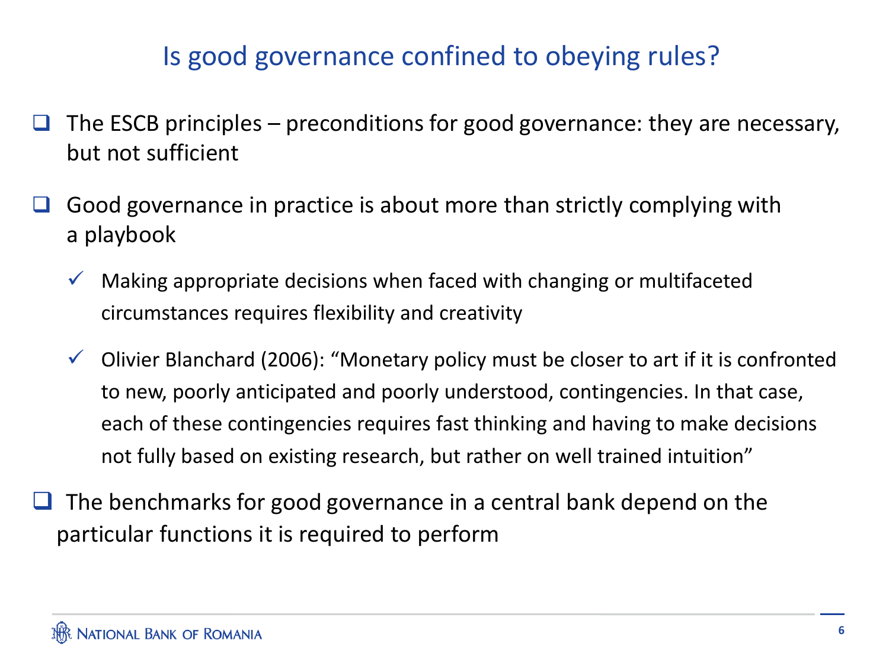# Is good governance confined to obeying rules?

- The ESCB principles – preconditions for good governance: they are necessary, but not sufficient
- Good governance in practice is about more than strictly complying with a playbook
  - ✓ Making appropriate decisions when faced with changing or multifaceted circumstances requires flexibility and creativity
  - ✓ Olivier Blanchard (2006): "Monetary policy must be closer to art if it is confronted to new, poorly anticipated and poorly understood, contingencies. In that case, each of these contingencies requires fast thinking and having to make decisions not fully based on existing research, but rather on well trained intuition"
- The benchmarks for good governance in a central bank depend on the particular functions it is required to perform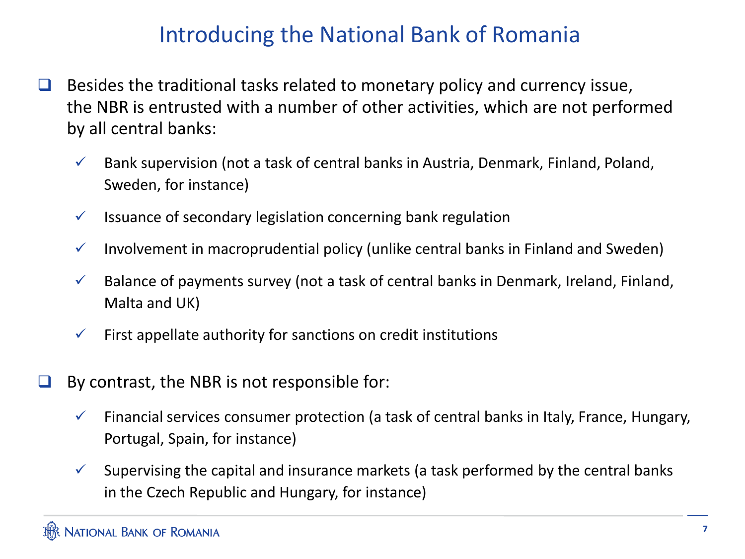# Introducing the National Bank of Romania

- Besides the traditional tasks related to monetary policy and currency issue, the NBR is entrusted with a number of other activities, which are not performed by all central banks:
  - ✓ Bank supervision (not a task of central banks in Austria, Denmark, Finland, Poland, Sweden, for instance)
  - ✓ Issuance of secondary legislation concerning bank regulation
  - ✓ Involvement in macroprudential policy (unlike central banks in Finland and Sweden)
  - ✓ Balance of payments survey (not a task of central banks in Denmark, Ireland, Finland, Malta and UK)
  - ✓ First appellate authority for sanctions on credit institutions

- By contrast, the NBR is not responsible for:
  - ✓ Financial services consumer protection (a task of central banks in Italy, France, Hungary, Portugal, Spain, for instance)
  - ✓ Supervising the capital and insurance markets (a task performed by the central banks in the Czech Republic and Hungary, for instance)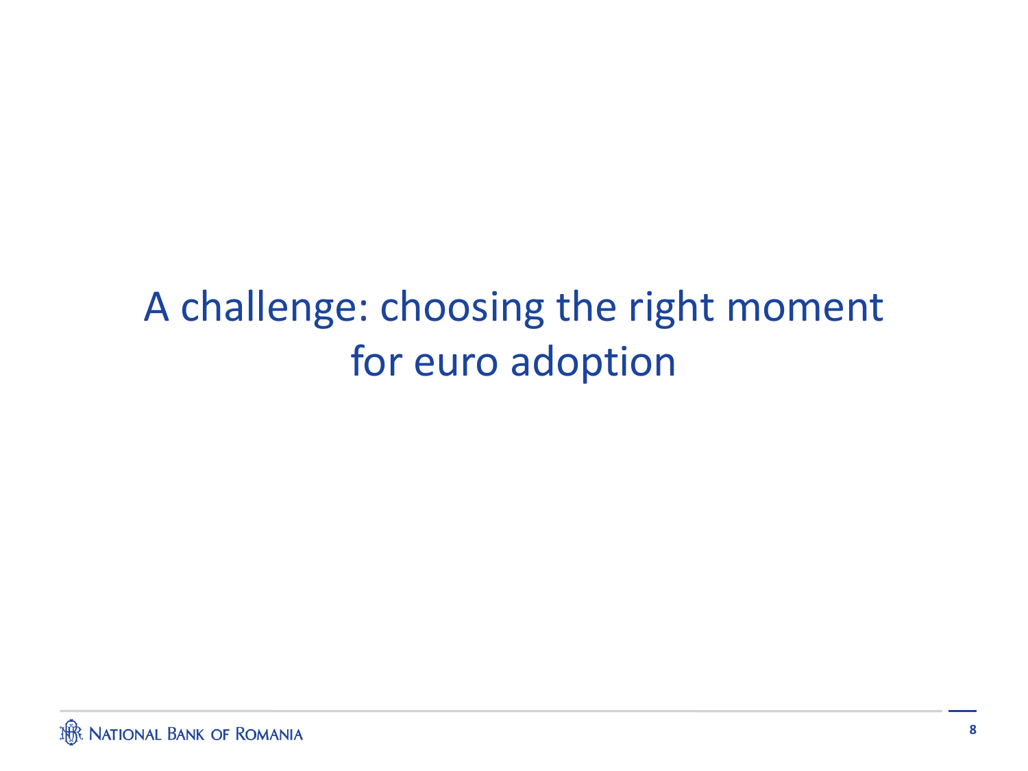# A challenge: choosing the right moment for euro adoption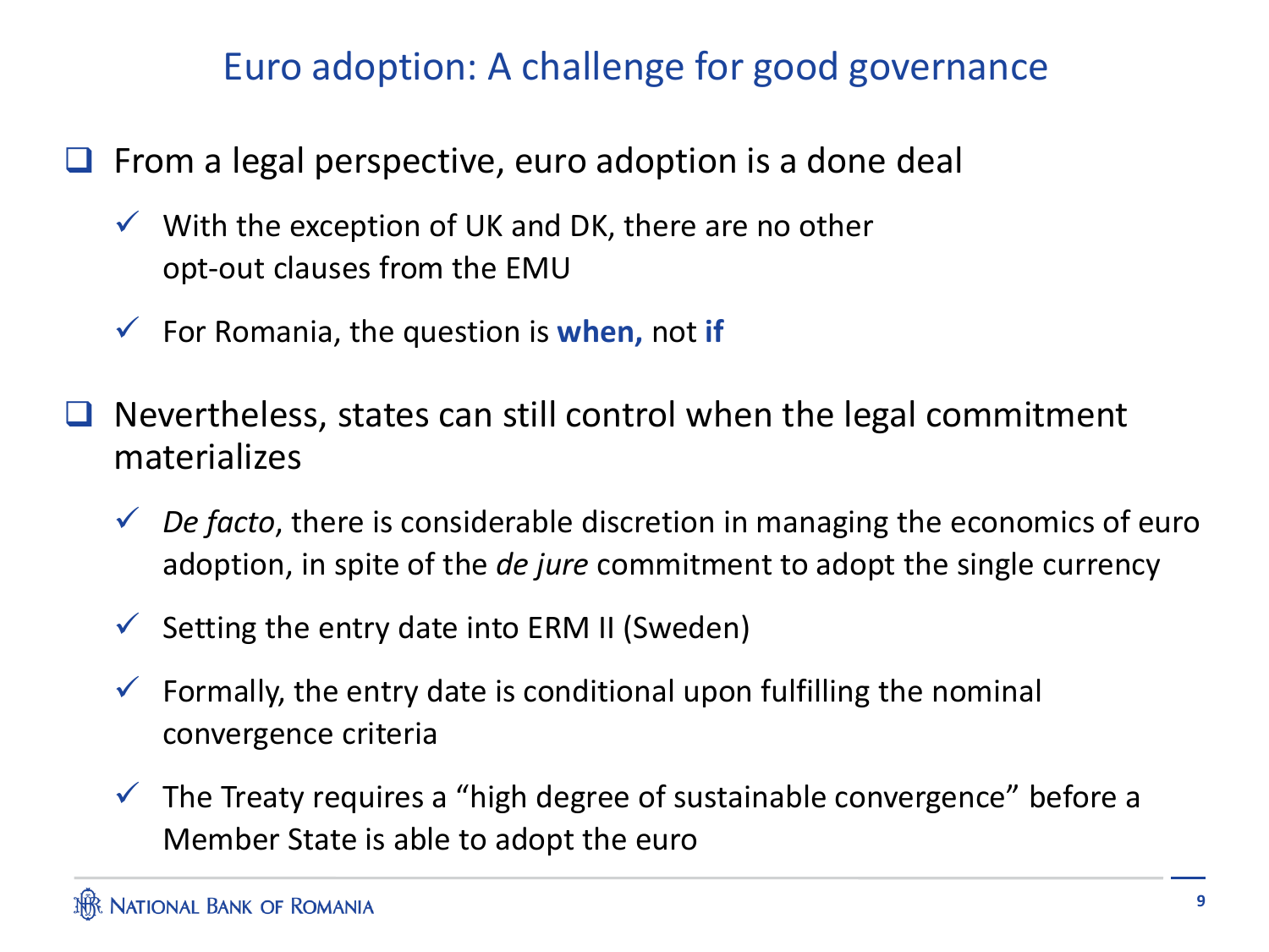# Euro adoption: A challenge for good governance

- From a legal perspective, euro adoption is a done deal
  - With the exception of UK and DK, there are no other opt-out clauses from the EMU
  - For Romania, the question is **when,** not **if**
- Nevertheless, states can still control when the legal commitment materializes
  - *De facto*, there is considerable discretion in managing the economics of euro adoption, in spite of the *de jure* commitment to adopt the single currency
  - Setting the entry date into ERM II (Sweden)
  - Formally, the entry date is conditional upon fulfilling the nominal convergence criteria
  - The Treaty requires a "high degree of sustainable convergence" before a Member State is able to adopt the euro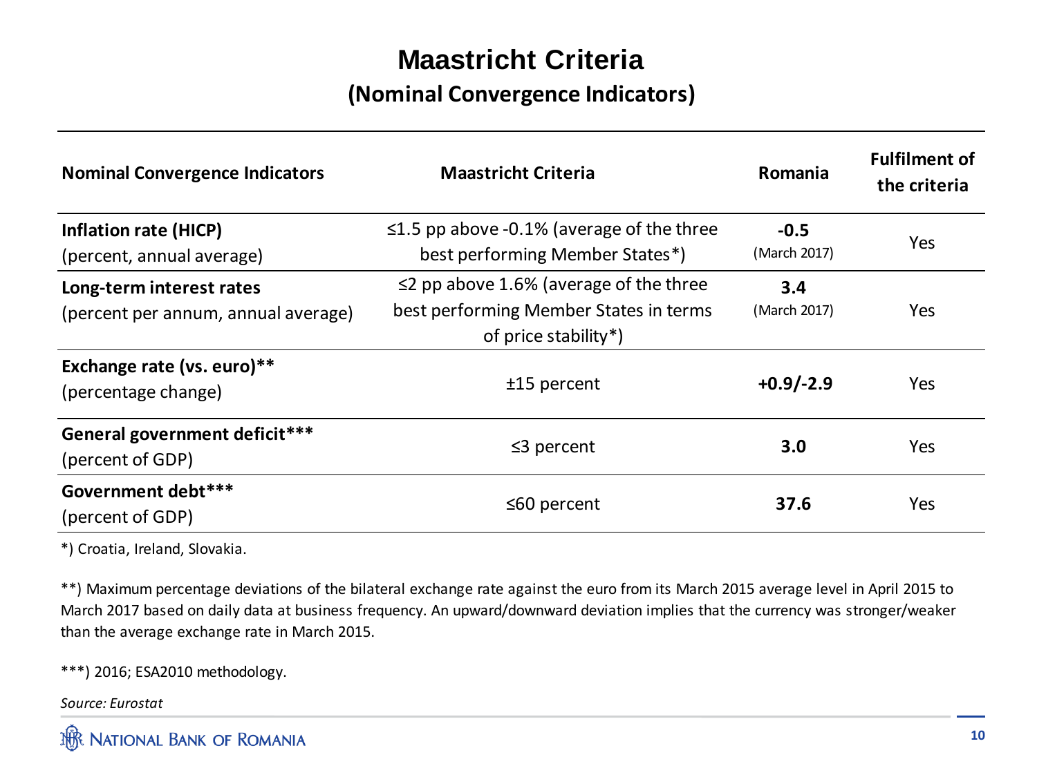# Maastricht Criteria

## (Nominal Convergence Indicators)

| Nominal Convergence Indicators | Maastricht Criteria | Romania | Fulfilment of the criteria |
|---|---|---|---|
| **Inflation rate (HICP)** (percent, annual average) | ≤1.5 pp above -0.1% (average of the three best performing Member States*) | **-0.5** (March 2017) | Yes |
| **Long-term interest rates** (percent per annum, annual average) | ≤2 pp above 1.6% (average of the three best performing Member States in terms of price stability*) | **3.4** (March 2017) | Yes |
| **Exchange rate (vs. euro)**** (percentage change) | ±15 percent | **+0.9/-2.9** | Yes |
| **General government deficit***** (percent of GDP) | ≤3 percent | **3.0** | Yes |
| **Government debt***** (percent of GDP) | ≤60 percent | **37.6** | Yes |

*) Croatia, Ireland, Slovakia.

**) Maximum percentage deviations of the bilateral exchange rate against the euro from its March 2015 average level in April 2015 to March 2017 based on daily data at business frequency. An upward/downward deviation implies that the currency was stronger/weaker than the average exchange rate in March 2015.

***) 2016; ESA2010 methodology.

*Source: Eurostat*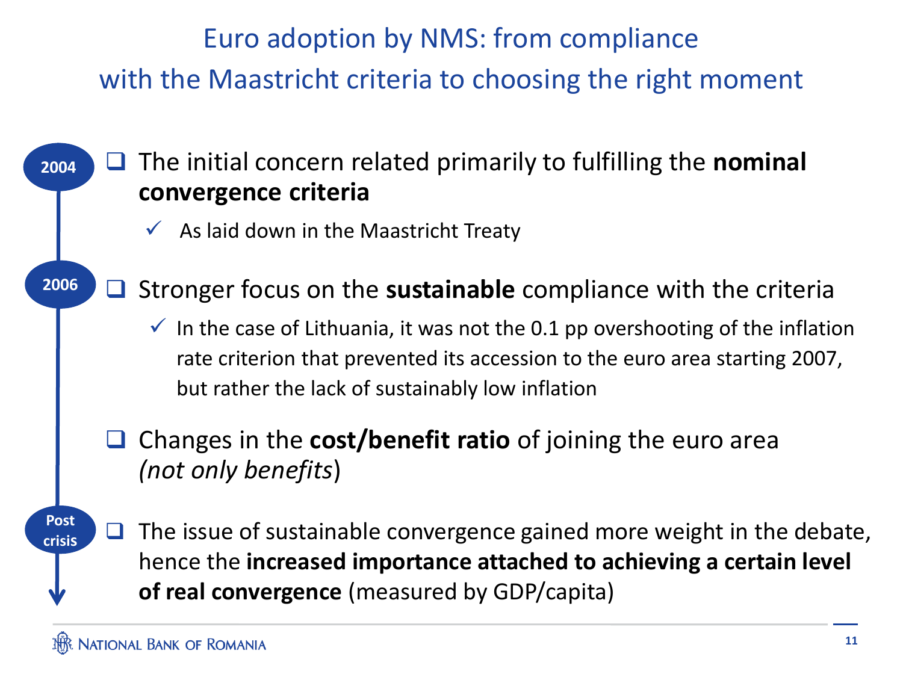# Euro adoption by NMS: from compliance with the Maastricht criteria to choosing the right moment

**2004**

- The initial concern related primarily to fulfilling the **nominal convergence criteria**
  - ✓ As laid down in the Maastricht Treaty

**2006**

- Stronger focus on the **sustainable** compliance with the criteria
  - ✓ In the case of Lithuania, it was not the 0.1 pp overshooting of the inflation rate criterion that prevented its accession to the euro area starting 2007, but rather the lack of sustainably low inflation
- Changes in the **cost/benefit ratio** of joining the euro area *(not only benefits*)

**Post crisis**

- The issue of sustainable convergence gained more weight in the debate, hence the **increased importance attached to achieving a certain level of real convergence** (measured by GDP/capita)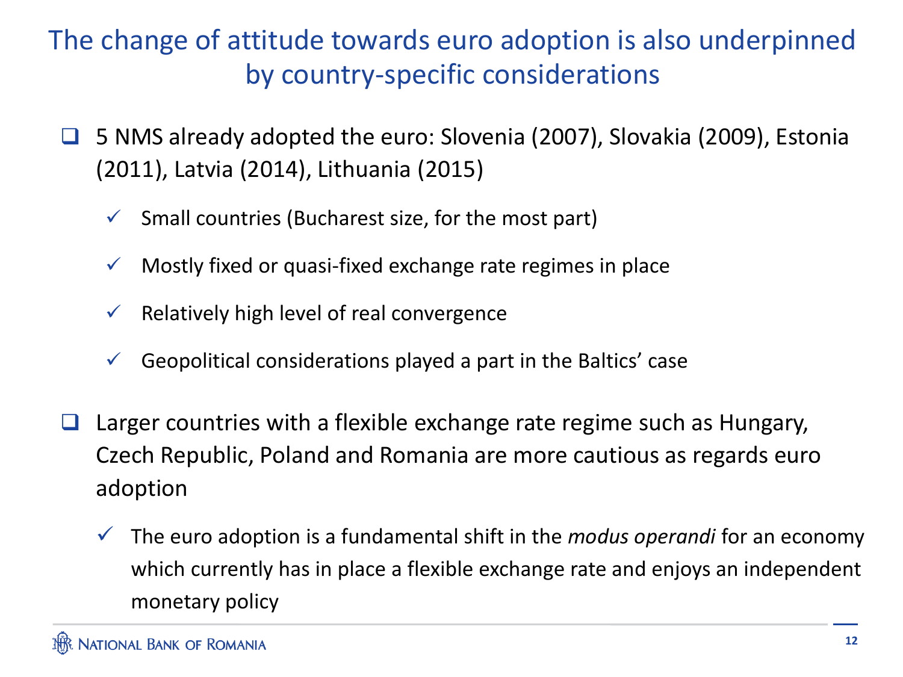# The change of attitude towards euro adoption is also underpinned by country-specific considerations

- 5 NMS already adopted the euro: Slovenia (2007), Slovakia (2009), Estonia (2011), Latvia (2014), Lithuania (2015)
  - ✓ Small countries (Bucharest size, for the most part)
  - ✓ Mostly fixed or quasi-fixed exchange rate regimes in place
  - ✓ Relatively high level of real convergence
  - ✓ Geopolitical considerations played a part in the Baltics' case
- Larger countries with a flexible exchange rate regime such as Hungary, Czech Republic, Poland and Romania are more cautious as regards euro adoption
  - ✓ The euro adoption is a fundamental shift in the *modus operandi* for an economy which currently has in place a flexible exchange rate and enjoys an independent monetary policy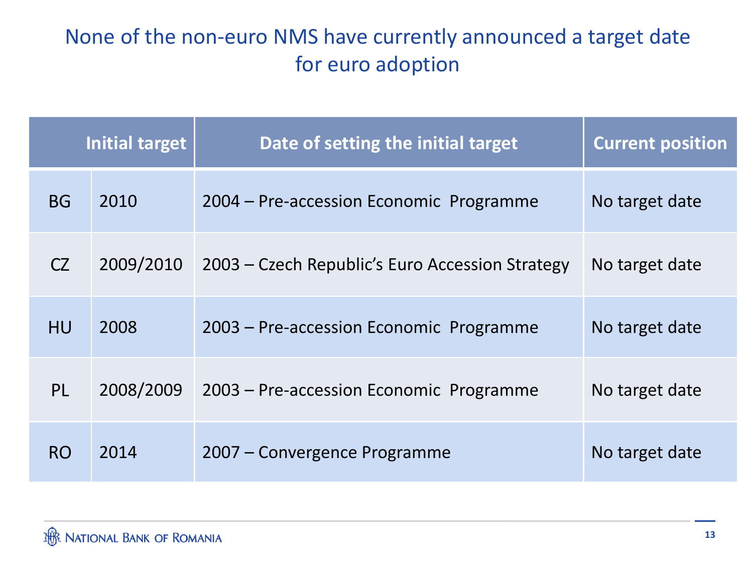# None of the non-euro NMS have currently announced a target date for euro adoption

| | Initial target | Date of setting the initial target | Current position |
|---|---|---|---|
| BG | 2010 | 2004 – Pre-accession Economic Programme | No target date |
| CZ | 2009/2010 | 2003 – Czech Republic's Euro Accession Strategy | No target date |
| HU | 2008 | 2003 – Pre-accession Economic Programme | No target date |
| PL | 2008/2009 | 2003 – Pre-accession Economic Programme | No target date |
| RO | 2014 | 2007 – Convergence Programme | No target date |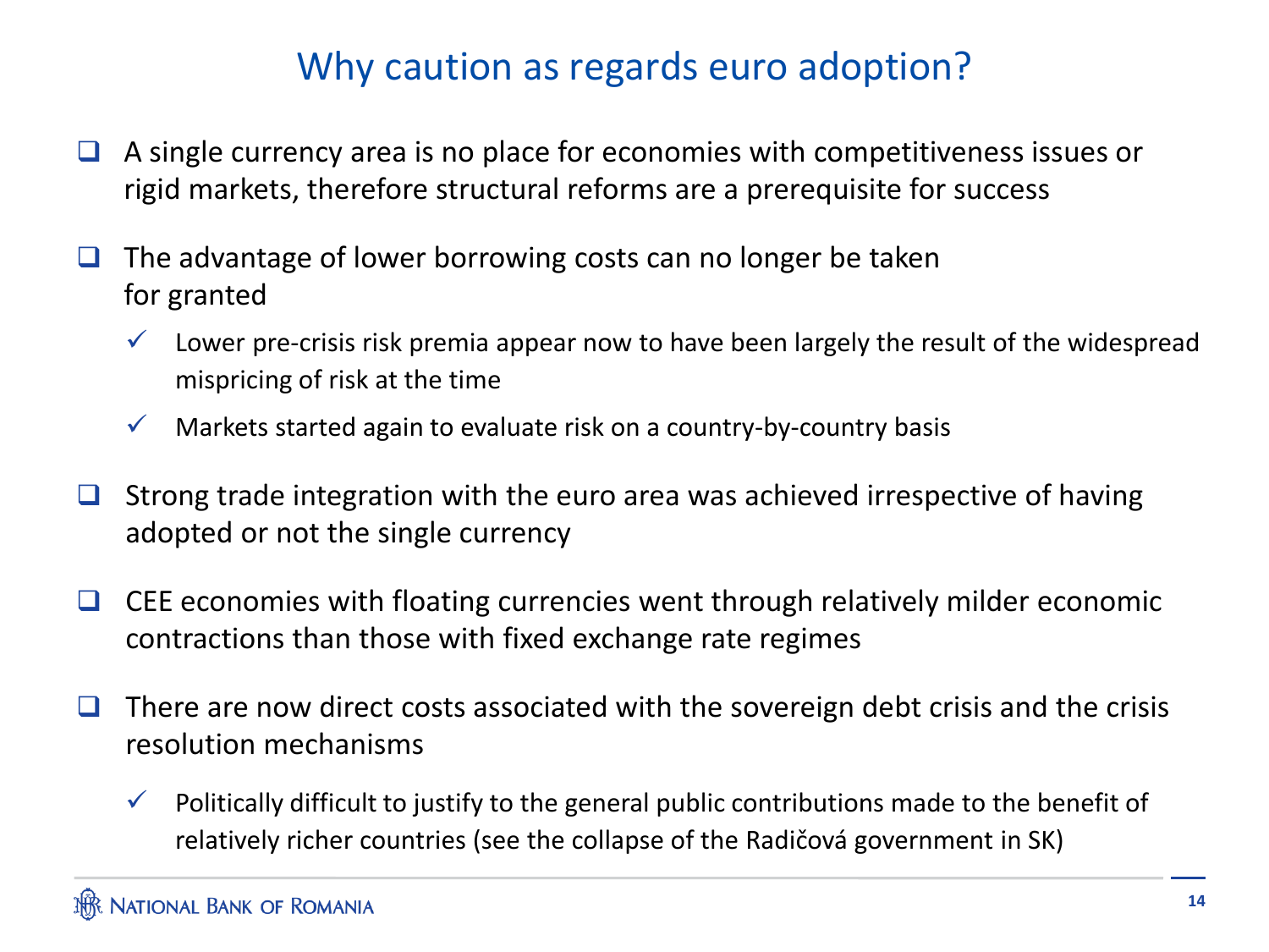# Why caution as regards euro adoption?

- A single currency area is no place for economies with competitiveness issues or rigid markets, therefore structural reforms are a prerequisite for success

- The advantage of lower borrowing costs can no longer be taken for granted
  - Lower pre-crisis risk premia appear now to have been largely the result of the widespread mispricing of risk at the time
  - Markets started again to evaluate risk on a country-by-country basis

- Strong trade integration with the euro area was achieved irrespective of having adopted or not the single currency

- CEE economies with floating currencies went through relatively milder economic contractions than those with fixed exchange rate regimes

- There are now direct costs associated with the sovereign debt crisis and the crisis resolution mechanisms
  - Politically difficult to justify to the general public contributions made to the benefit of relatively richer countries (see the collapse of the Radičová government in SK)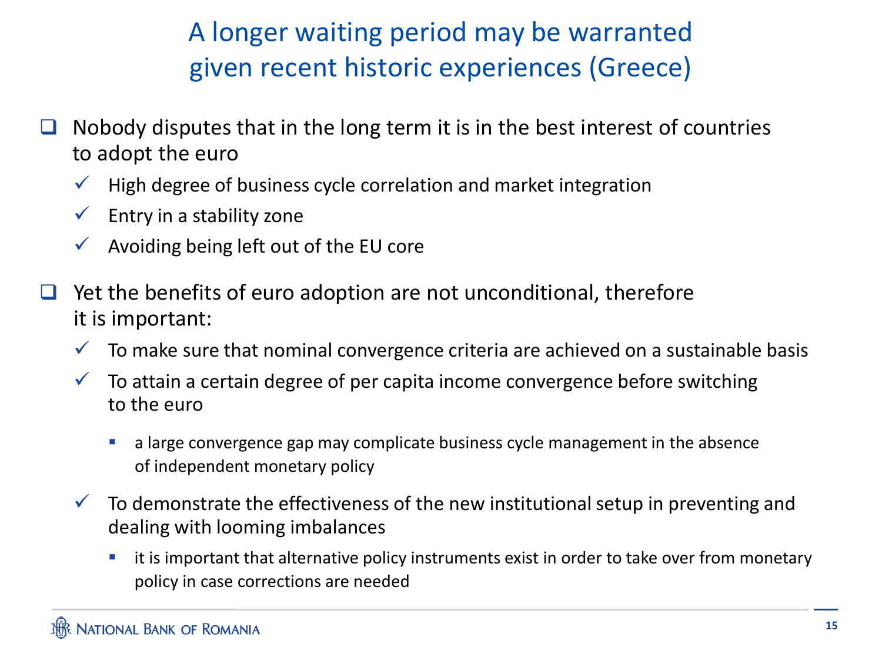# A longer waiting period may be warranted given recent historic experiences (Greece)

- Nobody disputes that in the long term it is in the best interest of countries to adopt the euro
  - ✓ High degree of business cycle correlation and market integration
  - ✓ Entry in a stability zone
  - ✓ Avoiding being left out of the EU core
- Yet the benefits of euro adoption are not unconditional, therefore it is important:
  - ✓ To make sure that nominal convergence criteria are achieved on a sustainable basis
  - ✓ To attain a certain degree of per capita income convergence before switching to the euro
    - a large convergence gap may complicate business cycle management in the absence of independent monetary policy
  - ✓ To demonstrate the effectiveness of the new institutional setup in preventing and dealing with looming imbalances
    - it is important that alternative policy instruments exist in order to take over from monetary policy in case corrections are needed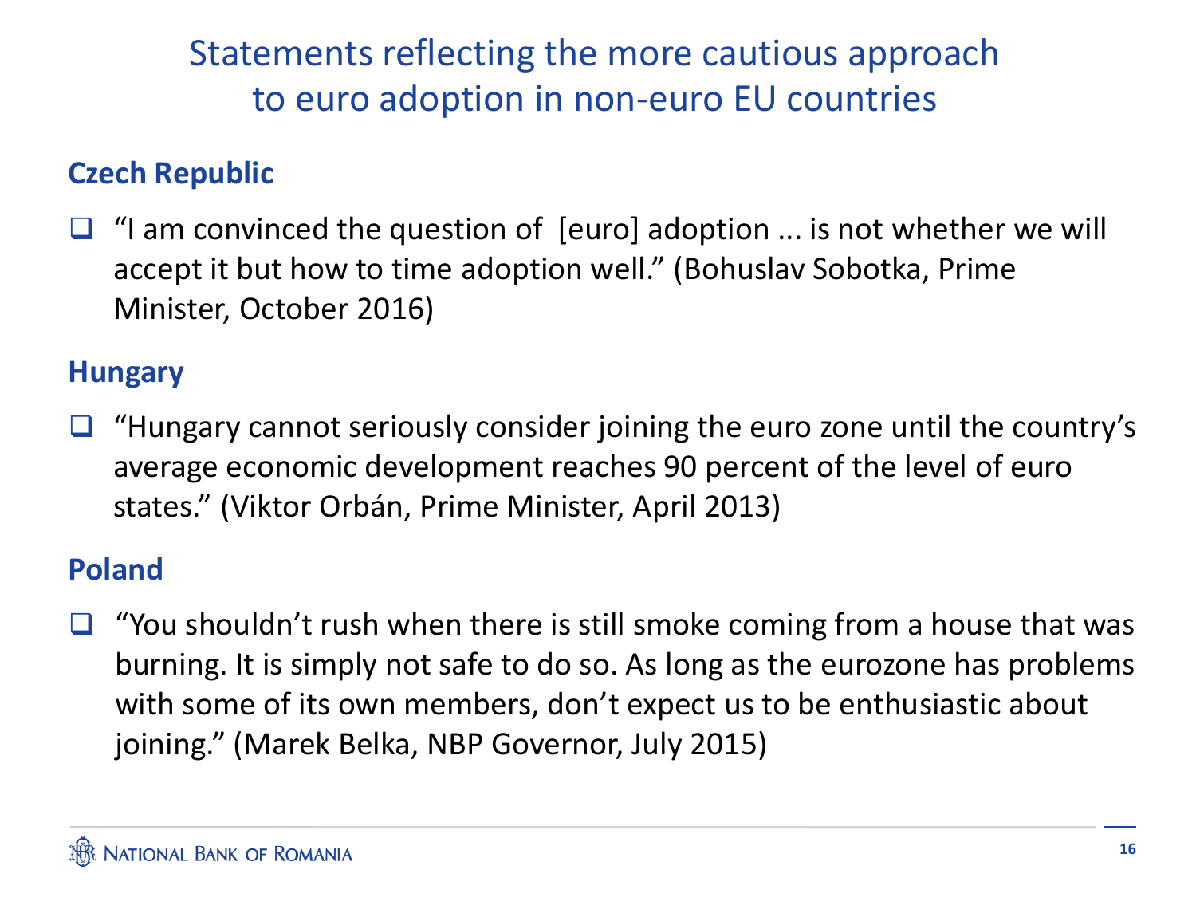# Statements reflecting the more cautious approach to euro adoption in non-euro EU countries

## Czech Republic

- "I am convinced the question of [euro] adoption ... is not whether we will accept it but how to time adoption well." (Bohuslav Sobotka, Prime Minister, October 2016)

## Hungary

- "Hungary cannot seriously consider joining the euro zone until the country's average economic development reaches 90 percent of the level of euro states." (Viktor Orbán, Prime Minister, April 2013)

## Poland

- "You shouldn't rush when there is still smoke coming from a house that was burning. It is simply not safe to do so. As long as the eurozone has problems with some of its own members, don't expect us to be enthusiastic about joining." (Marek Belka, NBP Governor, July 2015)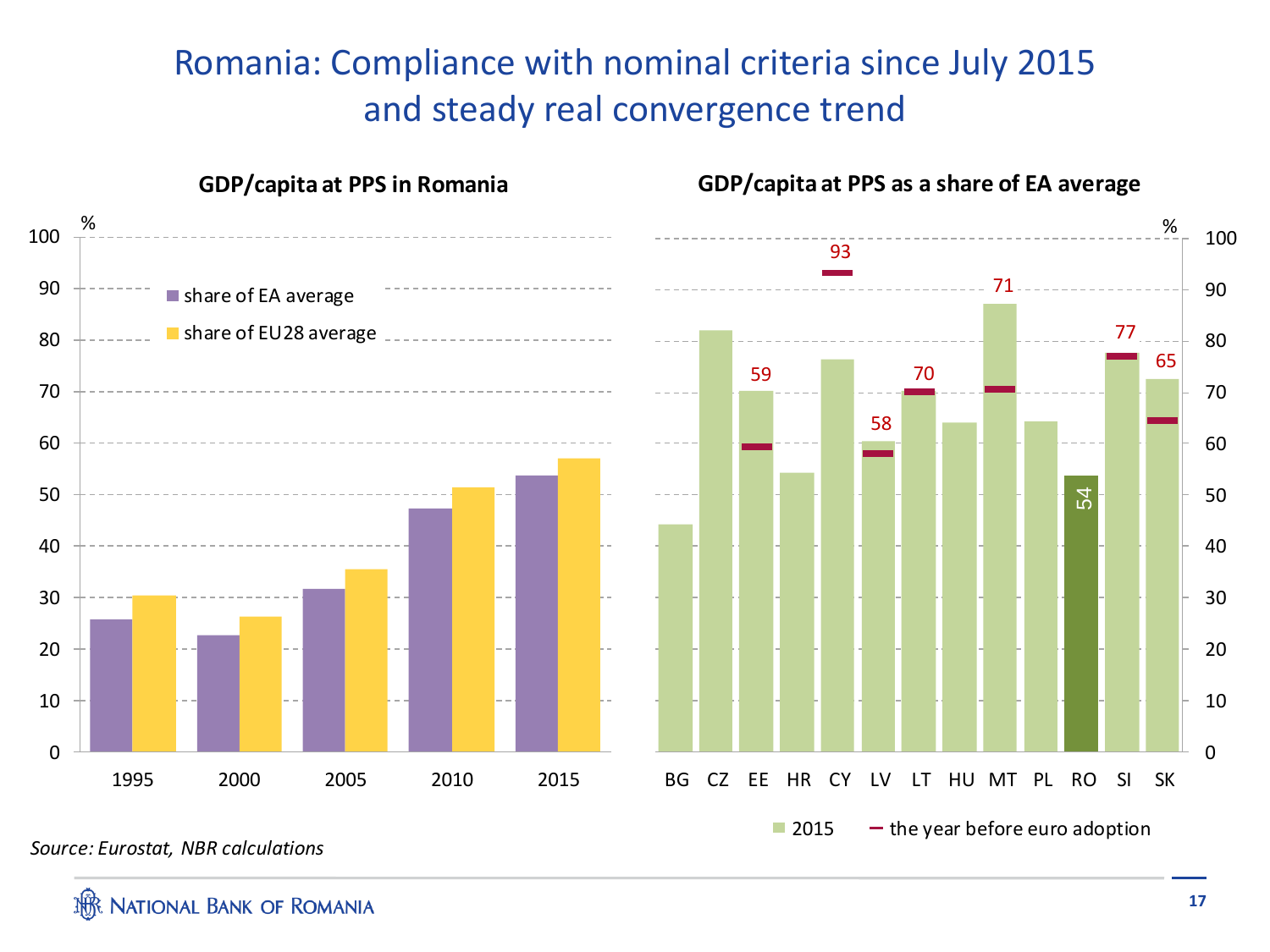# Romania: Compliance with nominal criteria since July 2015 and steady real convergence trend

**GDP/capita at PPS in Romania**

%

- share of EA average
- share of EU28 average

1995, 2000, 2005, 2010, 2015

**GDP/capita at PPS as a share of EA average**

%

BG, CZ, EE, HR, CY, LV, LT, HU, MT, PL, RO, SI, SK

- 2015
- the year before euro adoption

93, 71, 77, 59, 70, 65, 58, 54

*Source: Eurostat, NBR calculations*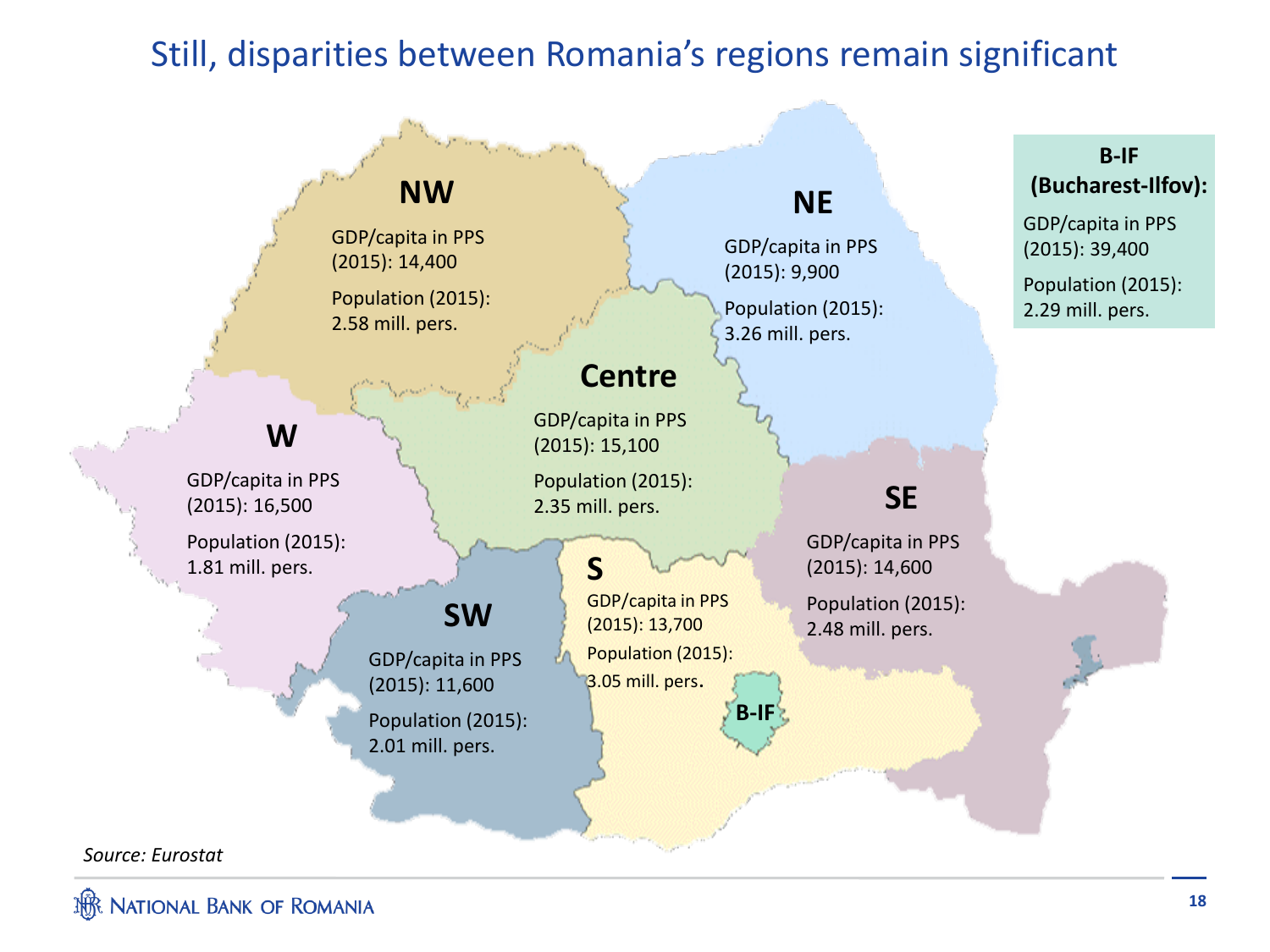# Still, disparities between Romania's regions remain significant

**NW**

GDP/capita in PPS (2015): 14,400

Population (2015): 2.58 mill. pers.

**NE**

GDP/capita in PPS (2015): 9,900

Population (2015): 3.26 mill. pers.

**B-IF (Bucharest-Ilfov):**

GDP/capita in PPS (2015): 39,400

Population (2015): 2.29 mill. pers.

**Centre**

GDP/capita in PPS (2015): 15,100

Population (2015): 2.35 mill. pers.

**W**

GDP/capita in PPS (2015): 16,500

Population (2015): 1.81 mill. pers.

**SE**

GDP/capita in PPS (2015): 14,600

Population (2015): 2.48 mill. pers.

**S**

GDP/capita in PPS (2015): 13,700

Population (2015): 3.05 mill. pers.

**SW**

GDP/capita in PPS (2015): 11,600

Population (2015): 2.01 mill. pers.

**B-IF**

*Source: Eurostat*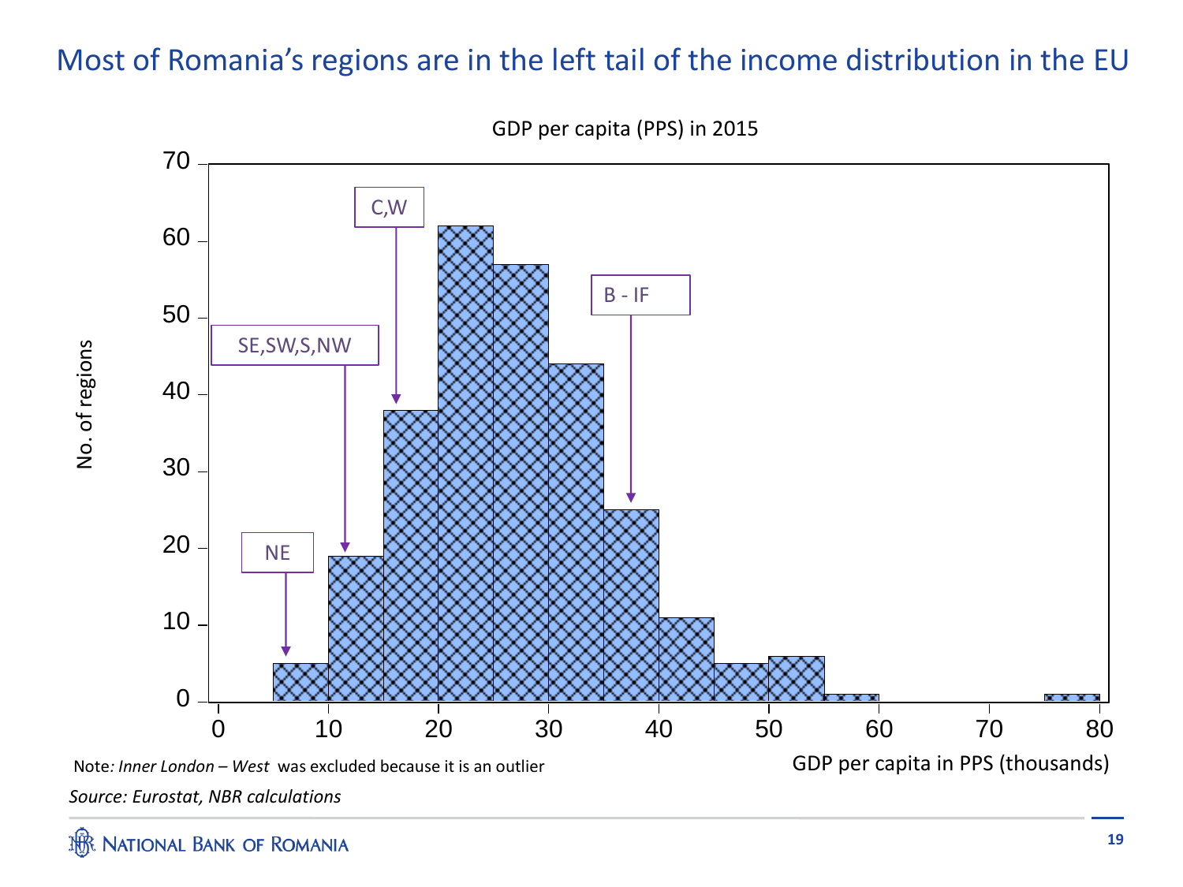# Most of Romania's regions are in the left tail of the income distribution in the EU

GDP per capita (PPS) in 2015

| GDP per capita in PPS (thousands) | No. of regions | Romanian regions |
|---|---|---|
| 5–10 | 5 | NE |
| 10–15 | 19 | SE, SW, S, NW |
| 15–20 | 38 | C, W |
| 20–25 | 62 | |
| 25–30 | 57 | |
| 30–35 | 44 | |
| 35–40 | 25 | B - IF |
| 40–45 | 11 | |
| 45–50 | 5 | |
| 50–55 | 6 | |
| 55–60 | 1 | |
| 75–80 | 1 | |

Note: *Inner London – West* was excluded because it is an outlier

*Source: Eurostat, NBR calculations*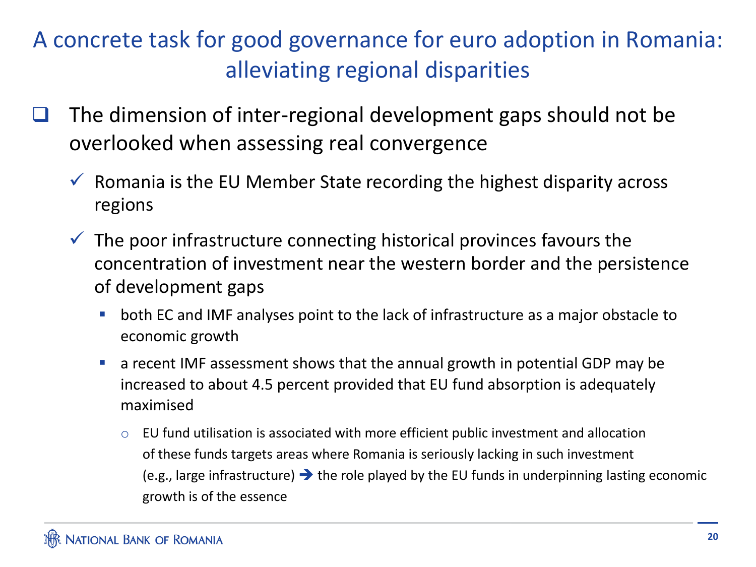# A concrete task for good governance for euro adoption in Romania: alleviating regional disparities

- The dimension of inter-regional development gaps should not be overlooked when assessing real convergence
  - ✓ Romania is the EU Member State recording the highest disparity across regions
  - ✓ The poor infrastructure connecting historical provinces favours the concentration of investment near the western border and the persistence of development gaps
    - both EC and IMF analyses point to the lack of infrastructure as a major obstacle to economic growth
    - a recent IMF assessment shows that the annual growth in potential GDP may be increased to about 4.5 percent provided that EU fund absorption is adequately maximised
      - EU fund utilisation is associated with more efficient public investment and allocation of these funds targets areas where Romania is seriously lacking in such investment (e.g., large infrastructure) ➔ the role played by the EU funds in underpinning lasting economic growth is of the essence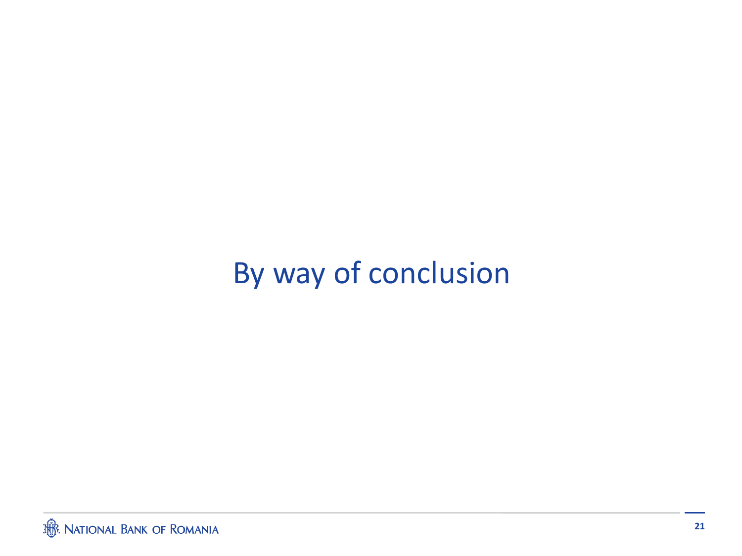# By way of conclusion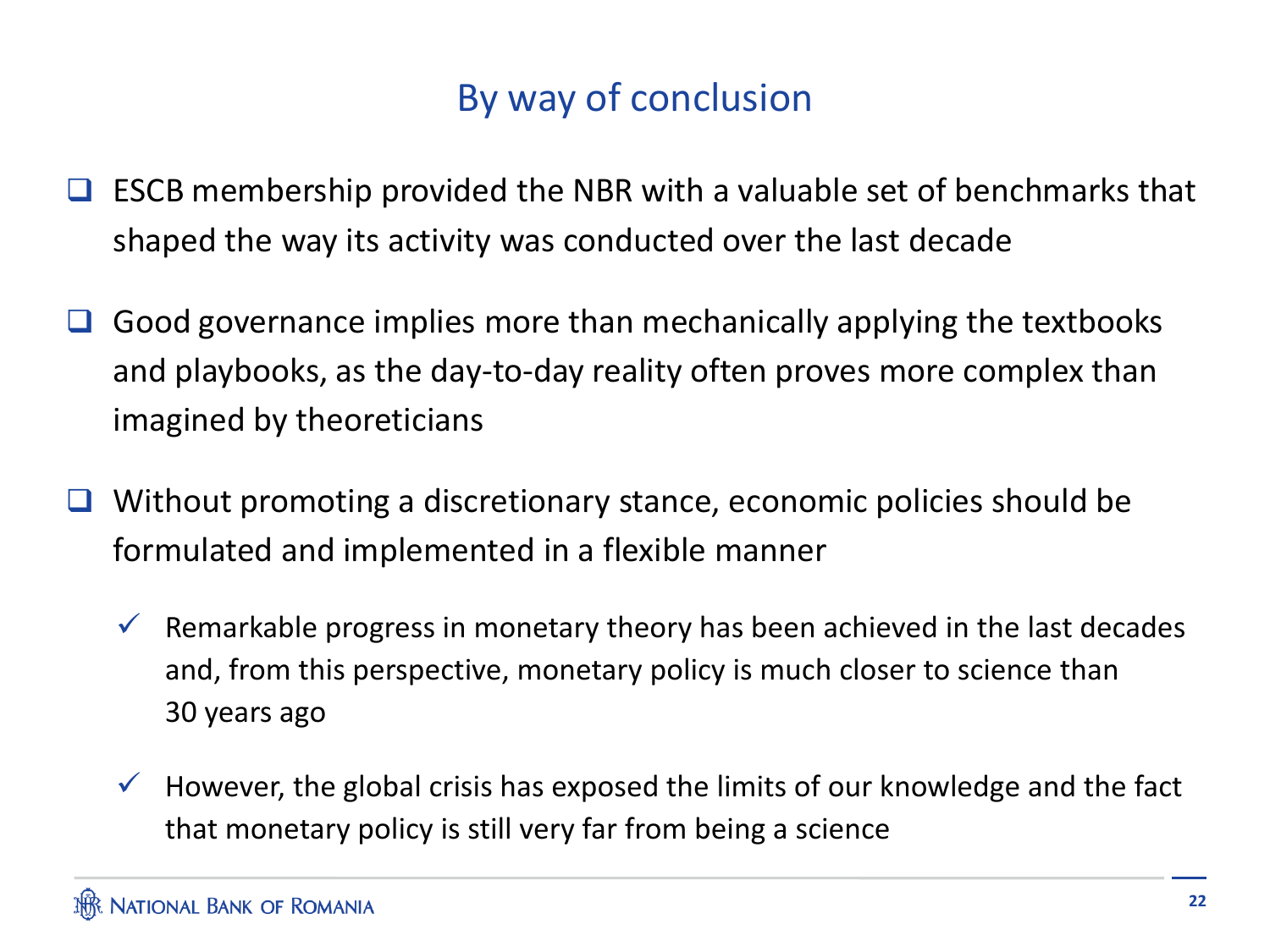# By way of conclusion

- ESCB membership provided the NBR with a valuable set of benchmarks that shaped the way its activity was conducted over the last decade
- Good governance implies more than mechanically applying the textbooks and playbooks, as the day-to-day reality often proves more complex than imagined by theoreticians
- Without promoting a discretionary stance, economic policies should be formulated and implemented in a flexible manner
  - ✓ Remarkable progress in monetary theory has been achieved in the last decades and, from this perspective, monetary policy is much closer to science than 30 years ago
  - ✓ However, the global crisis has exposed the limits of our knowledge and the fact that monetary policy is still very far from being a science